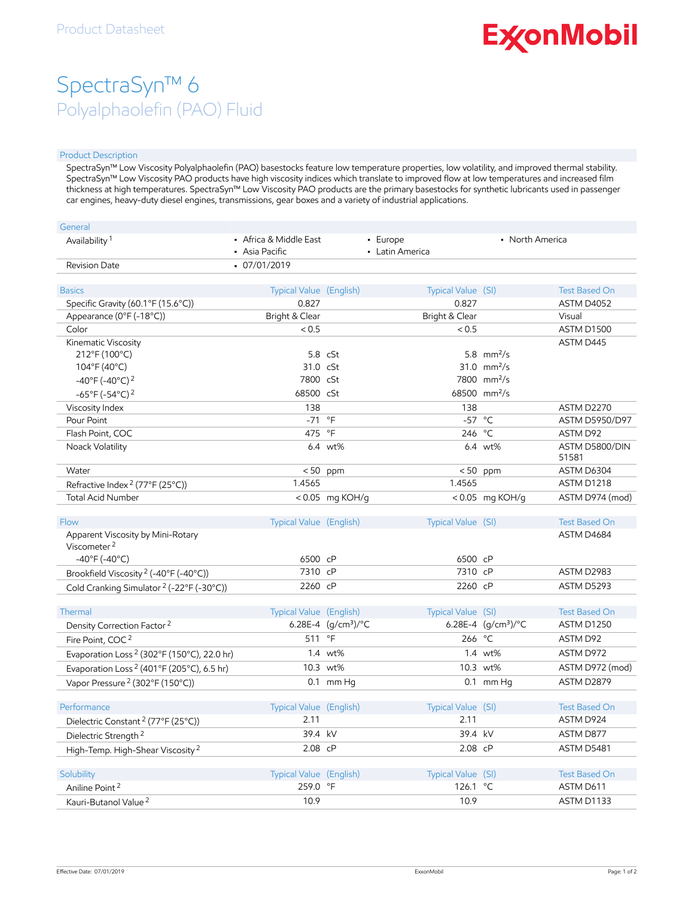Product Datasheet

# SpectraSyn™ 6
## Polyalphaolefin (PAO) Fluid

### Product Description

SpectraSyn™ Low Viscosity Polyalphaolefin (PAO) basestocks feature low temperature properties, low volatility, and improved thermal stability. SpectraSyn™ Low Viscosity PAO products have high viscosity indices which translate to improved flow at low temperatures and increased film thickness at high temperatures. SpectraSyn™ Low Viscosity PAO products are the primary basestocks for synthetic lubricants used in passenger car engines, heavy-duty diesel engines, transmissions, gear boxes and a variety of industrial applications.

| General | | | |
|---|---|---|---|
| Availability [1] | • Africa & Middle East<br>• Asia Pacific | • Europe<br>• Latin America | • North America |
| Revision Date | • 07/01/2019 | | |

| Basics | Typical Value (English) | | Typical Value (SI) | | Test Based On |
|---|---|---|---|---|---|
| Specific Gravity (60.1°F (15.6°C)) | 0.827 | | 0.827 | | ASTM D4052 |
| Appearance (0°F (-18°C)) | Bright & Clear | | Bright & Clear | | Visual |
| Color | < 0.5 | | < 0.5 | | ASTM D1500 |
| Kinematic Viscosity | | | | | ASTM D445 |
| 212°F (100°C) | 5.8 | cSt | 5.8 | $mm^2/s$ | |
| 104°F (40°C) | 31.0 | cSt | 31.0 | $mm^2/s$ | |
| -40°F (-40°C) [2] | 7800 | cSt | 7800 | $mm^2/s$ | |
| -65°F (-54°C) [2] | 68500 | cSt | 68500 | $mm^2/s$ | |
| Viscosity Index | 138 | | 138 | | ASTM D2270 |
| Pour Point | -71 | °F | -57 | °C | ASTM D5950/D97 |
| Flash Point, COC | 475 | °F | 246 | °C | ASTM D92 |
| Noack Volatility | 6.4 | wt% | 6.4 | wt% | ASTM D5800/DIN 51581 |
| Water | < 50 | ppm | < 50 | ppm | ASTM D6304 |
| Refractive Index [2] (77°F (25°C)) | 1.4565 | | 1.4565 | | ASTM D1218 |
| Total Acid Number | < 0.05 | mg KOH/g | < 0.05 | mg KOH/g | ASTM D974 (mod) |

| Flow | Typical Value (English) | | Typical Value (SI) | | Test Based On |
|---|---|---|---|---|---|
| Apparent Viscosity by Mini-Rotary Viscometer [2] | | | | | ASTM D4684 |
| -40°F (-40°C) | 6500 | cP | 6500 | cP | |
| Brookfield Viscosity [2] (-40°F (-40°C)) | 7310 | cP | 7310 | cP | ASTM D2983 |
| Cold Cranking Simulator [2] (-22°F (-30°C)) | 2260 | cP | 2260 | cP | ASTM D5293 |

| Thermal | Typical Value (English) | | Typical Value (SI) | | Test Based On |
|---|---|---|---|---|---|
| Density Correction Factor [2] | 6.28E-4 | $(g/cm^3)/°C$ | 6.28E-4 | $(g/cm^3)/°C$ | ASTM D1250 |
| Fire Point, COC [2] | 511 | °F | 266 | °C | ASTM D92 |
| Evaporation Loss [2] (302°F (150°C), 22.0 hr) | 1.4 | wt% | 1.4 | wt% | ASTM D972 |
| Evaporation Loss [2] (401°F (205°C), 6.5 hr) | 10.3 | wt% | 10.3 | wt% | ASTM D972 (mod) |
| Vapor Pressure [2] (302°F (150°C)) | 0.1 | mm Hg | 0.1 | mm Hg | ASTM D2879 |

| Performance | Typical Value (English) | | Typical Value (SI) | | Test Based On |
|---|---|---|---|---|---|
| Dielectric Constant [2] (77°F (25°C)) | 2.11 | | 2.11 | | ASTM D924 |
| Dielectric Strength [2] | 39.4 | kV | 39.4 | kV | ASTM D877 |
| High-Temp. High-Shear Viscosity [2] | 2.08 | cP | 2.08 | cP | ASTM D5481 |

| Solubility | Typical Value (English) | | Typical Value (SI) | | Test Based On |
|---|---|---|---|---|---|
| Aniline Point [2] | 259.0 | °F | 126.1 | °C | ASTM D611 |
| Kauri-Butanol Value [2] | 10.9 | | 10.9 | | ASTM D1133 |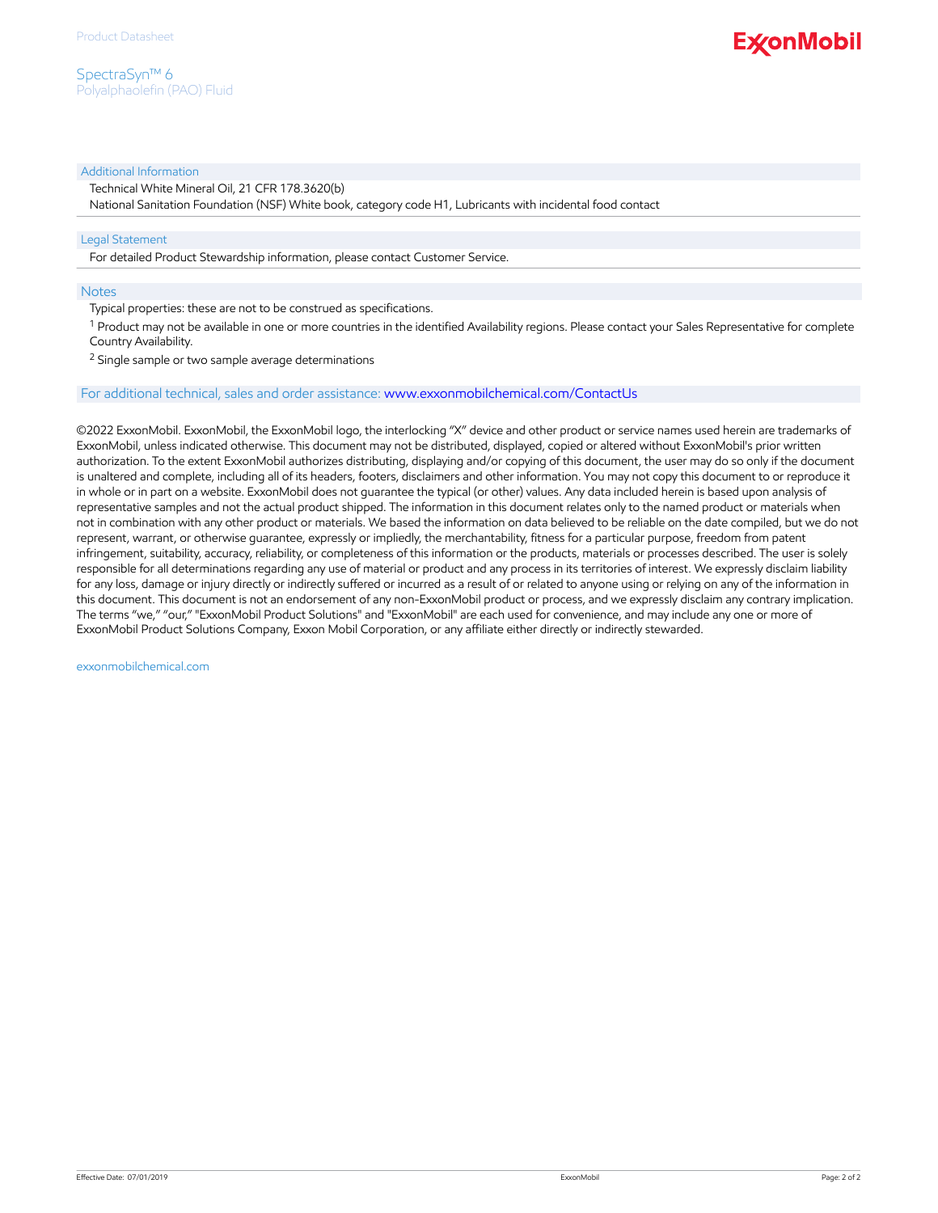## Additional Information

Technical White Mineral Oil, 21 CFR 178.3620(b)

National Sanitation Foundation (NSF) White book, category code H1, Lubricants with incidental food contact

## Legal Statement

For detailed Product Stewardship information, please contact Customer Service.

## Notes

Typical properties: these are not to be construed as specifications.

[1] Product may not be available in one or more countries in the identified Availability regions. Please contact your Sales Representative for complete Country Availability.

[2] Single sample or two sample average determinations

For additional technical, sales and order assistance: www.exxonmobilchemical.com/ContactUs

©2022 ExxonMobil. ExxonMobil, the ExxonMobil logo, the interlocking "X" device and other product or service names used herein are trademarks of ExxonMobil, unless indicated otherwise. This document may not be distributed, displayed, copied or altered without ExxonMobil's prior written authorization. To the extent ExxonMobil authorizes distributing, displaying and/or copying of this document, the user may do so only if the document is unaltered and complete, including all of its headers, footers, disclaimers and other information. You may not copy this document to or reproduce it in whole or in part on a website. ExxonMobil does not guarantee the typical (or other) values. Any data included herein is based upon analysis of representative samples and not the actual product shipped. The information in this document relates only to the named product or materials when not in combination with any other product or materials. We based the information on data believed to be reliable on the date compiled, but we do not represent, warrant, or otherwise guarantee, expressly or impliedly, the merchantability, fitness for a particular purpose, freedom from patent infringement, suitability, accuracy, reliability, or completeness of this information or the products, materials or processes described. The user is solely responsible for all determinations regarding any use of material or product and any process in its territories of interest. We expressly disclaim liability for any loss, damage or injury directly or indirectly suffered or incurred as a result of or related to anyone using or relying on any of the information in this document. This document is not an endorsement of any non-ExxonMobil product or process, and we expressly disclaim any contrary implication. The terms "we," "our," "ExxonMobil Product Solutions" and "ExxonMobil" are each used for convenience, and may include any one or more of ExxonMobil Product Solutions Company, Exxon Mobil Corporation, or any affiliate either directly or indirectly stewarded.

exxonmobilchemical.com